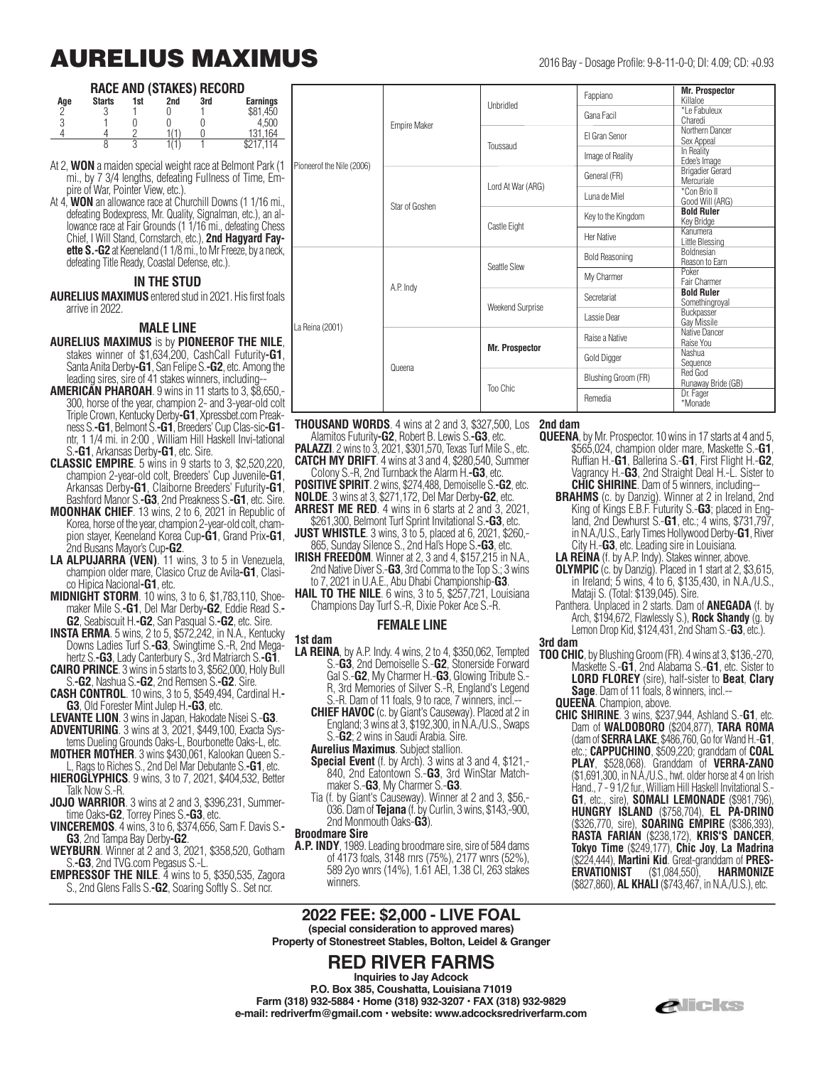# AURELIUS MAXIMUS

2016 Bay - Dosage Profile: 9-8-11-0-0; DI: 4.09; CD: +0.93

### RACE AND (STAKES) RECORD

| Age | Starts | 1st | 2nd | 3rd | Earnings |
|---|---|---|---|---|---|
| 2 | 3 | 1 | 0 | 1 | $81,450 |
| 3 | 1 | 0 | 0 | 0 | 4,500 |
| 4 | 4 | 2 | 1(1) | 0 | 131,164 |
| | 8 | 3 | 1(1) | 1 | $217,114 |

At 2, **WON** a maiden special weight race at Belmont Park (1 mi., by 7 3/4 lengths, defeating Fullness of Time, Empire of War, Pointer View, etc.).

At 4, **WON** an allowance race at Churchill Downs (1 1/16 mi., defeating Bodexpress, Mr. Quality, Signalman, etc.), an allowance race at Fair Grounds (1 1/16 mi., defeating Chess Chief, I Will Stand, Cornstarch, etc.), **2nd Hagyard Fayette S.-G2** at Keeneland (1 1/8 mi., to Mr Freeze, by a neck, defeating Title Ready, Coastal Defense, etc.).

### IN THE STUD

**AURELIUS MAXIMUS** entered stud in 2021. His first foals arrive in 2022.

| | | | | |
|---|---|---|---|---|
| Pioneerof the Nile (2006) | Empire Maker | Unbridled | Fappiano | **Mr. Prospector** Killaloe |
| | | | Gana Facil | *Le Fabuleux Charedi |
| | | Toussaud | El Gran Senor | Northern Dancer Sex Appeal |
| | | | Image of Reality | In Reality Edee's Image |
| | Star of Goshen | Lord At War (ARG) | General (FR) | Brigadier Gerard Mercuriale |
| | | | Luna de Miel | *Con Brio II Good Will (ARG) |
| | | Castle Eight | Key to the Kingdom | **Bold Ruler** Key Bridge |
| | | | Her Native | Kanumera Little Blessing |
| La Reina (2001) | A.P. Indy | Seattle Slew | Bold Reasoning | Boldnesian Reason to Earn |
| | | | My Charmer | Poker Fair Charmer |
| | | Weekend Surprise | Secretariat | **Bold Ruler** Somethingroyal |
| | | | Lassie Dear | Buckpasser Gay Missile |
| | Queena | **Mr. Prospector** | Raise a Native | Native Dancer Raise You |
| | | | Gold Digger | Nashua Sequence |
| | | Too Chic | Blushing Groom (FR) | Red God Runaway Bride (GB) |
| | | | Remedia | Dr. Fager *Monade |

### MALE LINE

**AURELIUS MAXIMUS** is by **PIONEEROF THE NILE**, stakes winner of $1,634,200, CashCall Futurity**-G1**, Santa Anita Derby**-G1**, San Felipe S.**-G2**, etc. Among the leading sires, sire of 41 stakes winners, including--

**AMERICAN PHAROAH**. 9 wins in 11 starts to 3, $8,650,300, horse of the year, champion 2- and 3-year-old colt Triple Crown, Kentucky Derby**-G1**, Xpressbet.com Preakness S.**-G1**, Belmont S.**-G1**, Breeders' Cup Clasic-**G1**-ntr, 1 1/4 mi. in 2:00 , William Hill Haskell Invi-tational S.**-G1**, Arkansas Derby**-G1**, etc. Sire.

**CLASSIC EMPIRE**. 5 wins in 9 starts to 3, $2,520,220, champion 2-year-old colt, Breeders' Cup Juvenile**-G1**, Arkansas Derby**-G1**, Claiborne Breeders' Futurity**-G1**, Bashford Manor S.**-G3**, 2nd Preakness S.**-G1**, etc. Sire.

**MOONHAK CHIEF**. 13 wins, 2 to 6, 2021 in Republic of Korea, horse of the year, champion 2-year-old colt, champion stayer, Keeneland Korea Cup**-G1**, Grand Prix**-G1**, 2nd Busans Mayor's Cup**-G2**.

**LA ALPUJARRA (VEN)**. 11 wins, 3 to 5 in Venezuela, champion older mare, Clasico Cruz de Avila**-G1**, Clasico Hipica Nacional**-G1**, etc.

**MIDNIGHT STORM**. 10 wins, 3 to 6, $1,783,110, Shoemaker Mile S.**-G1**, Del Mar Derby**-G2**, Eddie Read S.**-G2**, Seabiscuit H.**-G2**, San Pasqual S.**-G2**, etc. Sire.

**INSTA ERMA**. 5 wins, 2 to 5, $572,242, in N.A., Kentucky Downs Ladies Turf S.**-G3**, Swingtime S.-R, 2nd Megahertz S.**-G3**, Lady Canterbury S., 3rd Matriarch S.**-G1**.

**CAIRO PRINCE**. 3 wins in 5 starts to 3, $562,000, Holy Bull S.**-G2**, Nashua S.**-G2**, 2nd Remsen S.**-G2**. Sire.

**CASH CONTROL**. 10 wins, 3 to 5, $549,494, Cardinal H.**-G3**, Old Forester Mint Julep H.**-G3**, etc.

**LEVANTE LION**. 3 wins in Japan, Hakodate Nisei S.**-G3**.

**ADVENTURING**. 3 wins at 3, 2021, $449,100, Exacta Systems Dueling Grounds Oaks-L, Bourbonette Oaks-L, etc.

**MOTHER MOTHER**. 3 wins $430,061, Kalookan Queen S.-L, Rags to Riches S., 2nd Del Mar Debutante S.**-G1**, etc.

**HIEROGLYPHICS**. 9 wins, 3 to 7, 2021, $404,532, Better Talk Now S.-R.

**JOJO WARRIOR**. 3 wins at 2 and 3, $396,231, Summertime Oaks**-G2**, Torrey Pines S.**-G3**, etc.

**VINCEREMOS**. 4 wins, 3 to 6, $374,656, Sam F. Davis S.**-G3**, 2nd Tampa Bay Derby**-G2**.

**WEYBURN**. Winner at 2 and 3, 2021, $358,520, Gotham S.**-G3**, 2nd TVG.com Pegasus S.-L.

**EMPRESSOF THE NILE**. 4 wins to 5, $350,535, Zagora S., 2nd Glens Falls S.**-G2**, Soaring Softly S.. Set ncr.

**THOUSAND WORDS**. 4 wins at 2 and 3, $327,500, Los Alamitos Futurity**-G2**, Robert B. Lewis S.**-G3**, etc.

**PALAZZI**. 2 wins to 3, 2021, $301,570, Texas Turf Mile S., etc.

**CATCH MY DRIFT**. 4 wins at 3 and 4, $280,540, Summer Colony S.-R, 2nd Turnback the Alarm H.**-G3**, etc.

**POSITIVE SPIRIT**. 2 wins, $274,488, Demoiselle S.**-G2**, etc.

**NOLDE**. 3 wins at 3, $271,172, Del Mar Derby**-G2**, etc.

**ARREST ME RED**. 4 wins in 6 starts at 2 and 3, 2021, $261,300, Belmont Turf Sprint Invitational S.**-G3**, etc.

**JUST WHISTLE**. 3 wins, 3 to 5, placed at 6, 2021, $260,865, Sunday Silence S., 2nd Hal's Hope S.**-G3**, etc.

**IRISH FREEDOM**. Winner at 2, 3 and 4, $157,215 in N.A., 2nd Native Diver S.**-G3**, 3rd Comma to the Top S.; 3 wins to 7, 2021 in U.A.E., Abu Dhabi Championship**-G3**.

**HAIL TO THE NILE**. 6 wins, 3 to 5, $257,721, Louisiana Champions Day Turf S.-R, Dixie Poker Ace S.-R.

### FEMALE LINE

**1st dam**

**LA REINA**, by A.P. Indy. 4 wins, 2 to 4, $350,062, Tempted S.**-G3**, 2nd Demoiselle S.**-G2**, Stoneside Forward Gal S.**-G2**, My Charmer H.**-G3**, Glowing Tribute S.-R, 3rd Memories of Silver S.-R, England's Legend S.-R. Dam of 11 foals, 9 to race, 7 winners, incl.--

- **CHIEF HAVOC** (c. by Giant's Causeway). Placed at 2 in England; 3 wins at 3, $192,300, in N.A./U.S., Swaps S.**-G2**; 2 wins in Saudi Arabia. Sire.
- **Aurelius Maximus**. Subject stallion.
- **Special Event** (f. by Arch). 3 wins at 3 and 4, $121,840, 2nd Eatontown S.**-G3**, 3rd WinStar Matchmaker S.**-G3**, My Charmer S.**-G3**.
- Tia (f. by Giant's Causeway). Winner at 2 and 3, $56,036. Dam of **Tejana** (f. by Curlin, 3 wins, $143,-900, 2nd Monmouth Oaks-**G3**).

**Broodmare Sire**

**A.P. INDY**, 1989. Leading broodmare sire, sire of 584 dams of 4173 foals, 3148 rnrs (75%), 2177 wnrs (52%), 589 2yo wnrs (14%), 1.61 AEI, 1.38 CI, 263 stakes winners.

**2nd dam**

**QUEENA**, by Mr. Prospector. 10 wins in 17 starts at 4 and 5, $565,024, champion older mare, Maskette S.**-G1**, Ruffian H.**-G1**, Ballerina S.**-G1**, First Flight H.**-G2**, Vagrancy H.**-G3**, 2nd Straight Deal H.-L. Sister to **CHIC SHIRINE**. Dam of 5 winners, including--

- **BRAHMS** (c. by Danzig). Winner at 2 in Ireland, 2nd King of Kings E.B.F. Futurity S.**-G3**; placed in England, 2nd Dewhurst S.**-G1**, etc.; 4 wins, $731,797, in N.A./U.S., Early Times Hollywood Derby**-G1**, River City H.**-G3**, etc. Leading sire in Louisiana.
- **LA REINA** (f. by A.P. Indy). Stakes winner, above.
- **OLYMPIC** (c. by Danzig). Placed in 1 start at 2, $3,615, in Ireland; 5 wins, 4 to 6, $135,430, in N.A./U.S., Mataji S. (Total: $139,045). Sire.
- Panthera. Unplaced in 2 starts. Dam of **ANEGADA** (f. by Arch, $194,672, Flawlessly S.), **Rock Shandy** (g. by Lemon Drop Kid, $124,431, 2nd Sham S.**-G3**, etc.).

**3rd dam**

**TOO CHIC**, by Blushing Groom (FR). 4 wins at 3, $136,-270, Maskette S.**-G1**, 2nd Alabama S.**-G1**, etc. Sister to **LORD FLOREY** (sire), half-sister to **Beat**, **Clary Sage**. Dam of 11 foals, 8 winners, incl.--

- **QUEENA**. Champion, above.
- **CHIC SHIRINE**. 3 wins, $237,944, Ashland S.**-G1**, etc. Dam of **WALDOBORO** ($204,877), **TARA ROMA** (dam of **SERRA LAKE**, $486,760, Go for Wand H.**-G1**, etc.; **CAPPUCHINO**, $509,220; granddam of **COAL PLAY**, $528,068). Granddam of **VERRA-ZANO** ($1,691,300, in N.A./U.S., hwt. older horse at 4 on Irish Hand., 7 - 9 1/2 fur., William Hill Haskell Invitational S.**-G1**, etc., sire), **SOMALI LEMONADE** ($981,796), **HUNGRY ISLAND** ($758,704), **EL PA-DRINO** ($326,770, sire), **SOARING EMPIRE** ($386,393), **RASTA FARIAN** ($238,172), **KRIS'S DANCER**, **Tokyo Time** ($249,177), **Chic Joy**, **La Madrina** ($224,444), **Martini Kid**. Great-granddam of **PRESERVATIONIST** ($1,084,550), **HARMONIZE** ($827,860), **AL KHALI** ($743,467, in N.A./U.S.), etc.

## 2022 FEE: $2,000 - LIVE FOAL

**(special consideration to approved mares)**

**Property of Stonestreet Stables, Bolton, Leidel & Granger**

## RED RIVER FARMS

**Inquiries to Jay Adcock**

**P.O. Box 385, Coushatta, Louisiana 71019**

**Farm (318) 932-5884 • Home (318) 932-3207 • FAX (318) 932-9829**

**e-mail: redriverfm@gmail.com • website: www.adcocksredriverfarm.com**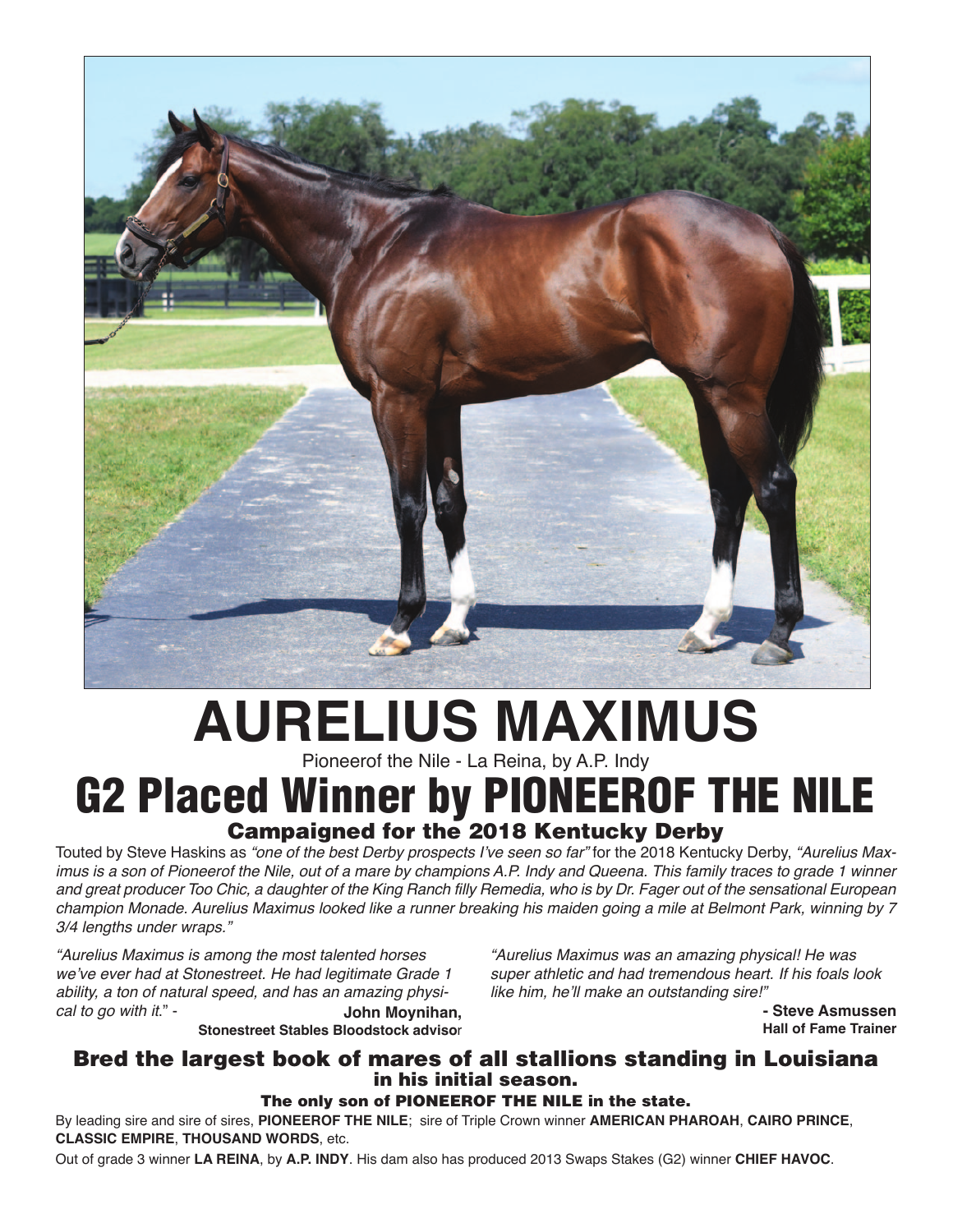# AURELIUS MAXIMUS

Pioneerof the Nile - La Reina, by A.P. Indy

## G2 Placed Winner by PIONEEROF THE NILE

### Campaigned for the 2018 Kentucky Derby

Touted by Steve Haskins as *"one of the best Derby prospects I've seen so far"* for the 2018 Kentucky Derby, *"Aurelius Maximus is a son of Pioneerof the Nile, out of a mare by champions A.P. Indy and Queena. This family traces to grade 1 winner and great producer Too Chic, a daughter of the King Ranch filly Remedia, who is by Dr. Fager out of the sensational European champion Monade. Aurelius Maximus looked like a runner breaking his maiden going a mile at Belmont Park, winning by 7 3/4 lengths under wraps."*

*"Aurelius Maximus is among the most talented horses we've ever had at Stonestreet. He had legitimate Grade 1 ability, a ton of natural speed, and has an amazing physical to go with it."* - **John Moynihan, Stonestreet Stables Bloodstock advisor**

*"Aurelius Maximus was an amazing physical! He was super athletic and had tremendous heart. If his foals look like him, he'll make an outstanding sire!"*

**- Steve Asmussen**
**Hall of Fame Trainer**

### Bred the largest book of mares of all stallions standing in Louisiana in his initial season.

**The only son of PIONEEROF THE NILE in the state.**

By leading sire and sire of sires, **PIONEEROF THE NILE**; sire of Triple Crown winner **AMERICAN PHAROAH**, **CAIRO PRINCE**, **CLASSIC EMPIRE**, **THOUSAND WORDS**, etc.

Out of grade 3 winner **LA REINA**, by **A.P. INDY**. His dam also has produced 2013 Swaps Stakes (G2) winner **CHIEF HAVOC**.